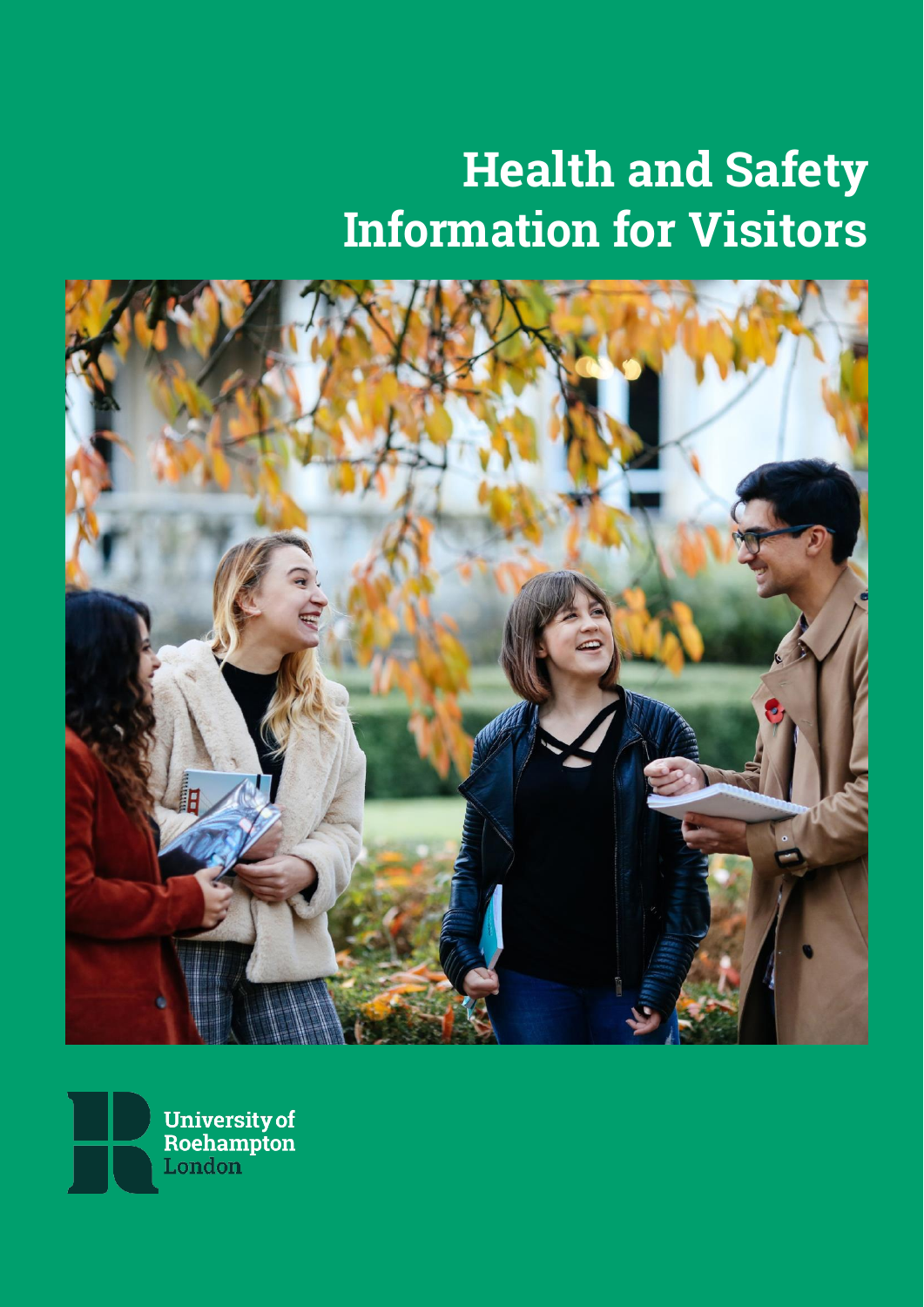# Health and Safety Information for Visitors

University of Roehampton London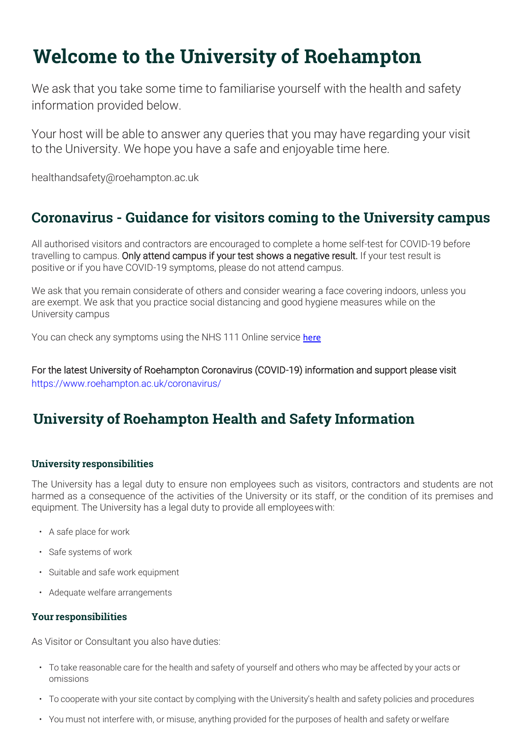# Welcome to the University of Roehampton

We ask that you take some time to familiarise yourself with the health and safety information provided below.

Your host will be able to answer any queries that you may have regarding your visit to the University. We hope you have a safe and enjoyable time here.

healthandsafety@roehampton.ac.uk

## Coronavirus - Guidance for visitors coming to the University campus

All authorised visitors and contractors are encouraged to complete a home self-test for COVID-19 before travelling to campus. Only attend campus if your test shows a negative result. If your test result is positive or if you have COVID-19 symptoms, please do not attend campus.

We ask that you remain considerate of others and consider wearing a face covering indoors, unless you are exempt. We ask that you practice social distancing and good hygiene measures while on the University campus

You can check any symptoms using the NHS 111 Online service here

For the latest University of Roehampton Coronavirus (COVID-19) information and support please visit https://www.roehampton.ac.uk/coronavirus/

## University of Roehampton Health and Safety Information

### University responsibilities

The University has a legal duty to ensure non employees such as visitors, contractors and students are not harmed as a consequence of the activities of the University or its staff, or the condition of its premises and equipment. The University has a legal duty to provide all employees with:

- A safe place for work
- Safe systems of work
- Suitable and safe work equipment
- Adequate welfare arrangements

### Your responsibilities

As Visitor or Consultant you also have duties:

- To take reasonable care for the health and safety of yourself and others who may be affected by your acts or omissions
- To cooperate with your site contact by complying with the University's health and safety policies and procedures
- You must not interfere with, or misuse, anything provided for the purposes of health and safety or welfare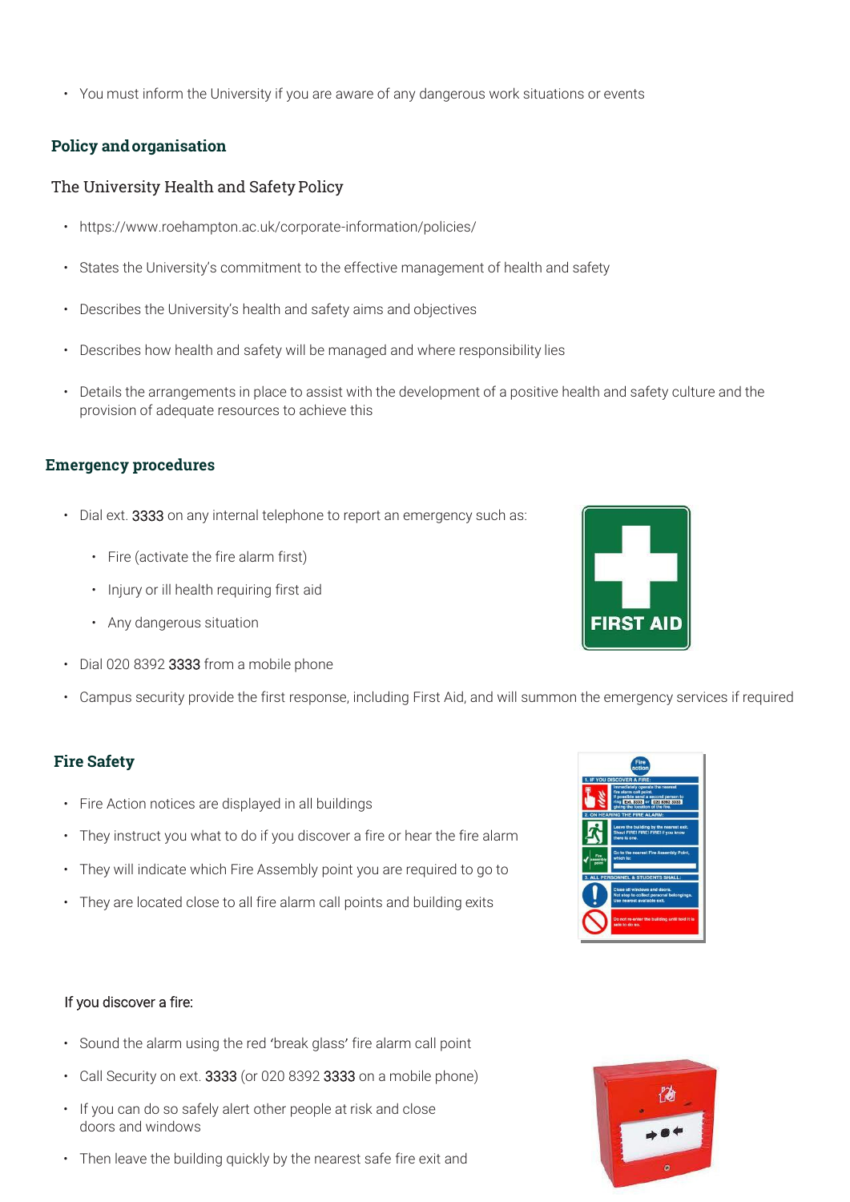- You must inform the University if you are aware of any dangerous work situations or events

## Policy and organisation

### The University Health and Safety Policy

- https://www.roehampton.ac.uk/corporate-information/policies/
- States the University's commitment to the effective management of health and safety
- Describes the University's health and safety aims and objectives
- Describes how health and safety will be managed and where responsibility lies
- Details the arrangements in place to assist with the development of a positive health and safety culture and the provision of adequate resources to achieve this

## Emergency procedures

- Dial ext. 3333 on any internal telephone to report an emergency such as:
  - Fire (activate the fire alarm first)
  - Injury or ill health requiring first aid
  - Any dangerous situation
- Dial 020 8392 3333 from a mobile phone
- Campus security provide the first response, including First Aid, and will summon the emergency services if required

## Fire Safety

- Fire Action notices are displayed in all buildings
- They instruct you what to do if you discover a fire or hear the fire alarm
- They will indicate which Fire Assembly point you are required to go to
- They are located close to all fire alarm call points and building exits

If you discover a fire:

- Sound the alarm using the red 'break glass' fire alarm call point
- Call Security on ext. 3333 (or 020 8392 3333 on a mobile phone)
- If you can do so safely alert other people at risk and close doors and windows
- Then leave the building quickly by the nearest safe fire exit and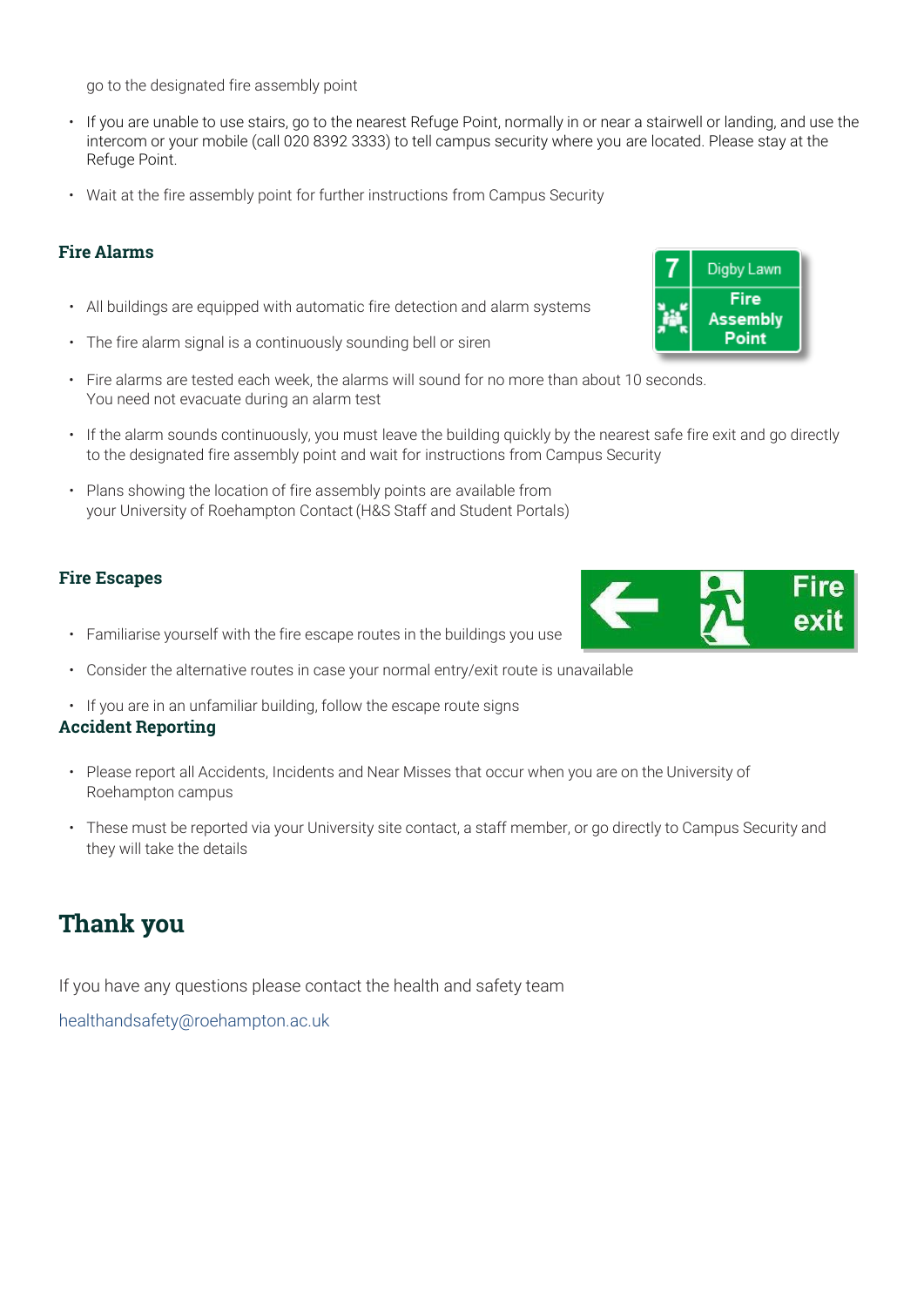go to the designated fire assembly point

- If you are unable to use stairs, go to the nearest Refuge Point, normally in or near a stairwell or landing, and use the intercom or your mobile (call 020 8392 3333) to tell campus security where you are located. Please stay at the Refuge Point.
- Wait at the fire assembly point for further instructions from Campus Security

### Fire Alarms

- All buildings are equipped with automatic fire detection and alarm systems
- The fire alarm signal is a continuously sounding bell or siren
- Fire alarms are tested each week, the alarms will sound for no more than about 10 seconds. You need not evacuate during an alarm test
- If the alarm sounds continuously, you must leave the building quickly by the nearest safe fire exit and go directly to the designated fire assembly point and wait for instructions from Campus Security
- Plans showing the location of fire assembly points are available from your University of Roehampton Contact (H&S Staff and Student Portals)

### Fire Escapes

- Familiarise yourself with the fire escape routes in the buildings you use
- Consider the alternative routes in case your normal entry/exit route is unavailable
- If you are in an unfamiliar building, follow the escape route signs

### Accident Reporting

- Please report all Accidents, Incidents and Near Misses that occur when you are on the University of Roehampton campus
- These must be reported via your University site contact, a staff member, or go directly to Campus Security and they will take the details

## Thank you

If you have any questions please contact the health and safety team

healthandsafety@roehampton.ac.uk